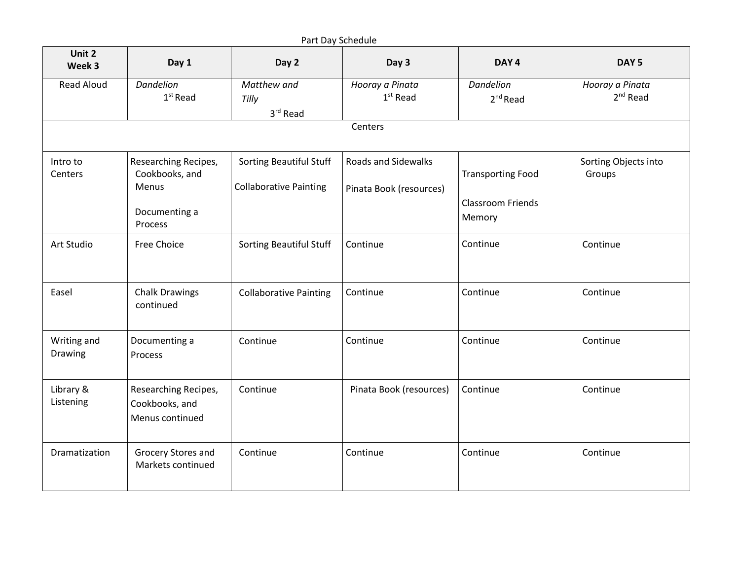Part Day Schedule

| Unit 2 Week 3 | Day 1 | Day 2 | Day 3 | DAY 4 | DAY 5 |
|---|---|---|---|---|---|
| Read Aloud | *Dandelion* 1st Read | *Matthew and Tilly* 3rd Read | *Hooray a Pinata* 1st Read | *Dandelion* 2nd Read | *Hooray a Pinata* 2nd Read |
| Centers | | | | | |
| Intro to Centers | Researching Recipes, Cookbooks, and Menus<br><br>Documenting a Process | Sorting Beautiful Stuff<br><br>Collaborative Painting | Roads and Sidewalks<br><br>Pinata Book (resources) | Transporting Food<br><br>Classroom Friends Memory | Sorting Objects into Groups |
| Art Studio | Free Choice | Sorting Beautiful Stuff | Continue | Continue | Continue |
| Easel | Chalk Drawings continued | Collaborative Painting | Continue | Continue | Continue |
| Writing and Drawing | Documenting a Process | Continue | Continue | Continue | Continue |
| Library & Listening | Researching Recipes, Cookbooks, and Menus continued | Continue | Pinata Book (resources) | Continue | Continue |
| Dramatization | Grocery Stores and Markets continued | Continue | Continue | Continue | Continue |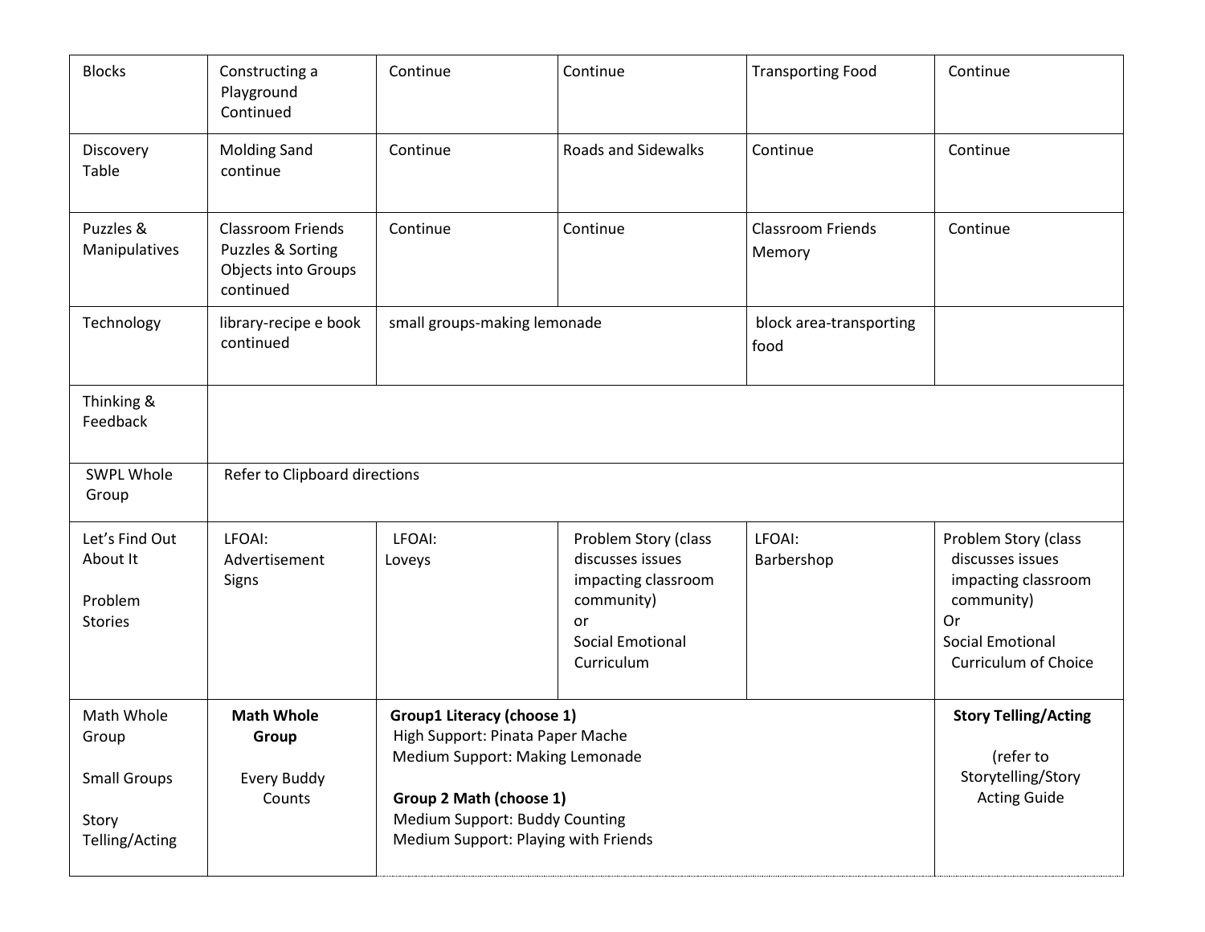| Blocks | Constructing a Playground Continued | Continue | Continue | Transporting Food | Continue |
|---|---|---|---|---|---|
| Discovery Table | Molding Sand continue | Continue | Roads and Sidewalks | Continue | Continue |
| Puzzles & Manipulatives | Classroom Friends Puzzles & Sorting Objects into Groups continued | Continue | Continue | Classroom Friends Memory | Continue |
| Technology | library-recipe e book continued | small groups-making lemonade | | block area-transporting food | |
| Thinking & Feedback | | | | | |
| SWPL Whole Group | Refer to Clipboard directions | | | | |
| Let's Find Out About It<br><br>Problem Stories | LFOAI:<br>Advertisement Signs | LFOAI:<br>Loveys | Problem Story (class discusses issues impacting classroom community)<br>or<br>Social Emotional Curriculum | LFOAI:<br>Barbershop | Problem Story (class discusses issues impacting classroom community)<br>Or<br>Social Emotional Curriculum of Choice |
| Math Whole Group<br><br>Small Groups<br><br>Story Telling/Acting | **Math Whole Group**<br><br>Every Buddy Counts | **Group1 Literacy (choose 1)**<br>High Support: Pinata Paper Mache<br>Medium Support: Making Lemonade<br><br>**Group 2 Math (choose 1)**<br>Medium Support: Buddy Counting<br>Medium Support: Playing with Friends | | | **Story Telling/Acting**<br><br>(refer to Storytelling/Story Acting Guide |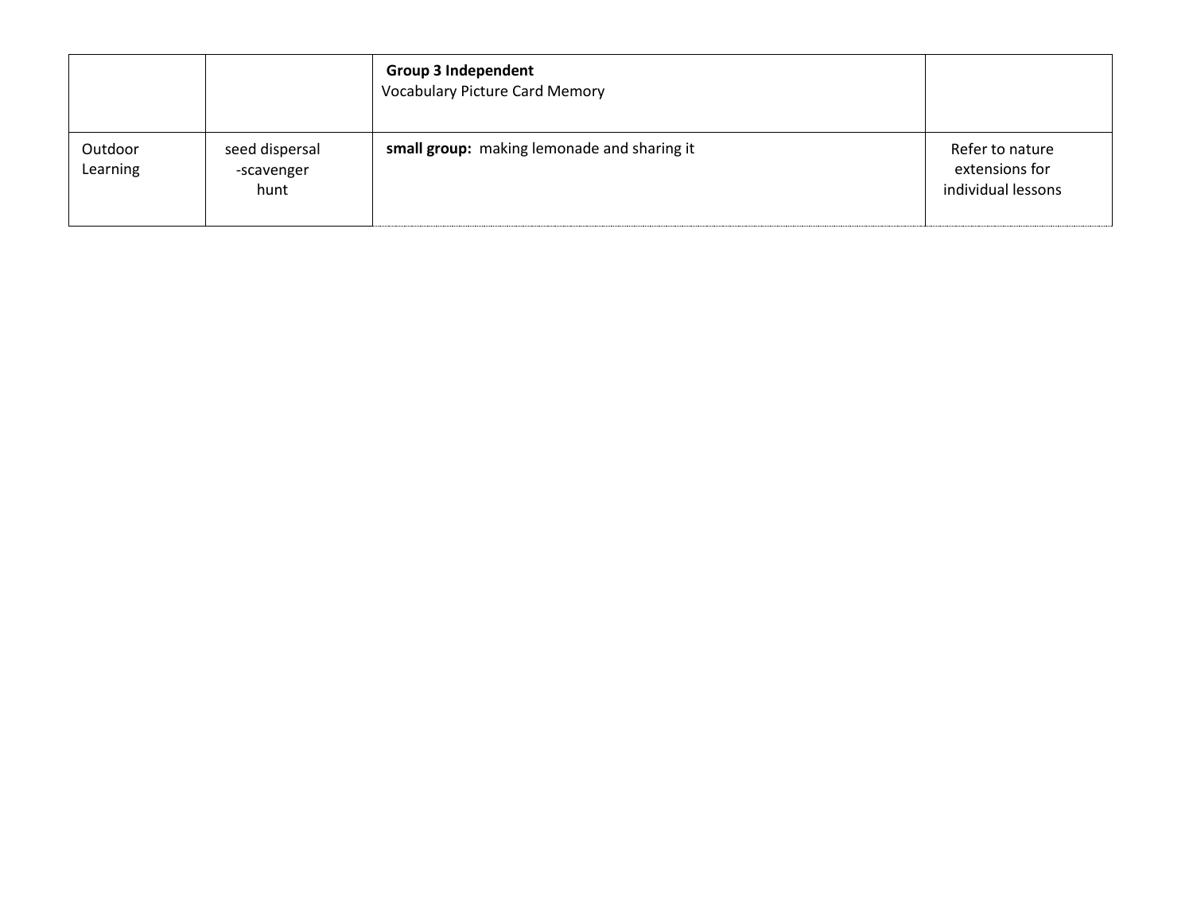| | | | |
|---|---|---|---|
| | | **Group 3 Independent**<br>Vocabulary Picture Card Memory | |
| Outdoor Learning | seed dispersal -scavenger hunt | **small group:** making lemonade and sharing it | Refer to nature extensions for individual lessons |